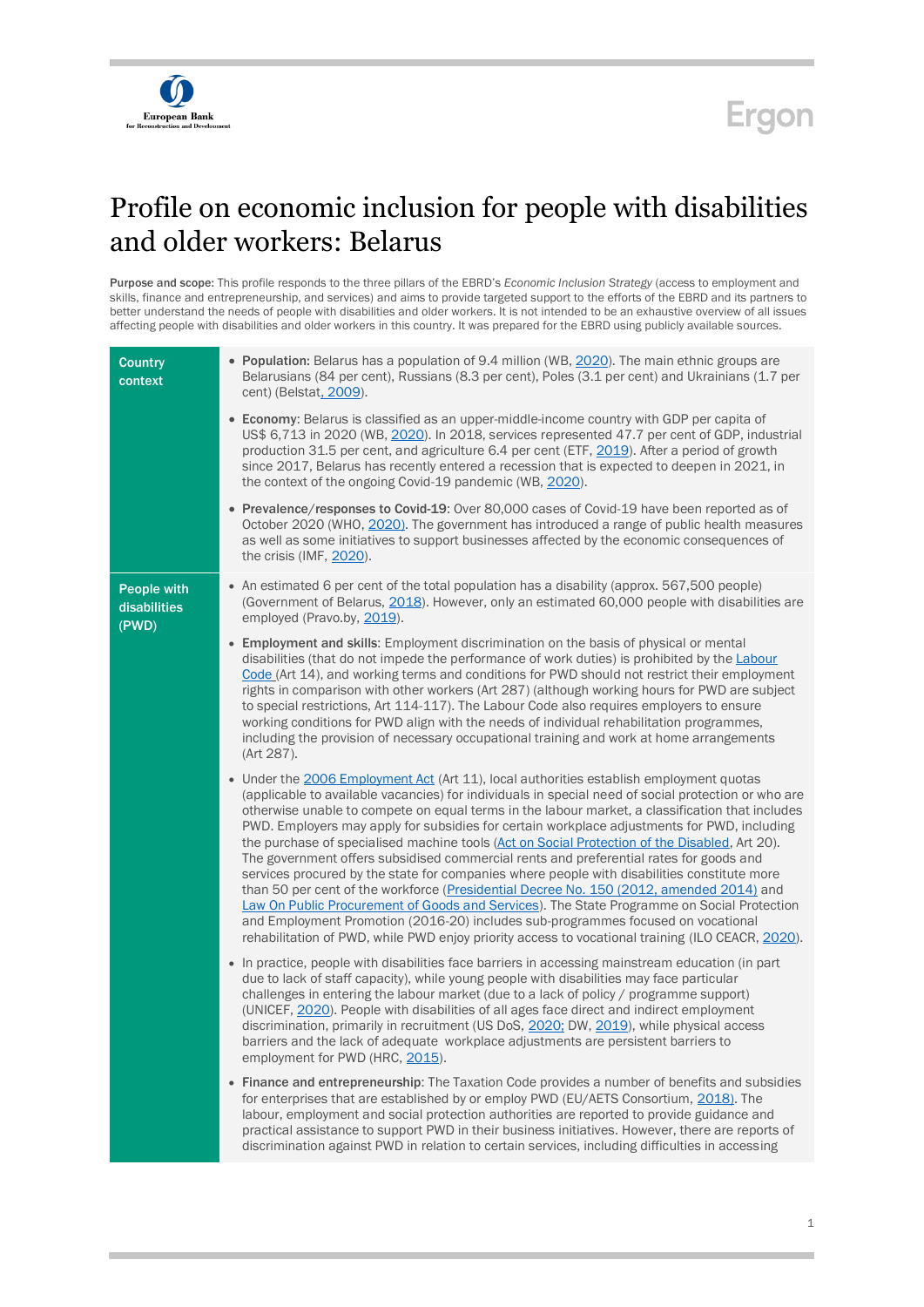# Profile on economic inclusion for people with disabilities and older workers: Belarus

**Purpose and scope:** This profile responds to the three pillars of the EBRD's *Economic Inclusion Strategy* (access to employment and skills, finance and entrepreneurship, and services) and aims to provide targeted support to the efforts of the EBRD and its partners to better understand the needs of people with disabilities and older workers. It is not intended to be an exhaustive overview of all issues affecting people with disabilities and older workers in this country. It was prepared for the EBRD using publicly available sources.

## Country context

- **Population:** Belarus has a population of 9.4 million (WB, 2020). The main ethnic groups are Belarusians (84 per cent), Russians (8.3 per cent), Poles (3.1 per cent) and Ukrainians (1.7 per cent) (Belstat, 2009).
- **Economy**: Belarus is classified as an upper-middle-income country with GDP per capita of US$ 6,713 in 2020 (WB, 2020). In 2018, services represented 47.7 per cent of GDP, industrial production 31.5 per cent, and agriculture 6.4 per cent (ETF, 2019). After a period of growth since 2017, Belarus has recently entered a recession that is expected to deepen in 2021, in the context of the ongoing Covid-19 pandemic (WB, 2020).
- **Prevalence/responses to Covid-19**: Over 80,000 cases of Covid-19 have been reported as of October 2020 (WHO, 2020). The government has introduced a range of public health measures as well as some initiatives to support businesses affected by the economic consequences of the crisis (IMF, 2020).

## People with disabilities (PWD)

- An estimated 6 per cent of the total population has a disability (approx. 567,500 people) (Government of Belarus, 2018). However, only an estimated 60,000 people with disabilities are employed (Pravo.by, 2019).
- **Employment and skills**: Employment discrimination on the basis of physical or mental disabilities (that do not impede the performance of work duties) is prohibited by the Labour Code (Art 14), and working terms and conditions for PWD should not restrict their employment rights in comparison with other workers (Art 287) (although working hours for PWD are subject to special restrictions, Art 114-117). The Labour Code also requires employers to ensure working conditions for PWD align with the needs of individual rehabilitation programmes, including the provision of necessary occupational training and work at home arrangements (Art 287).
- Under the 2006 Employment Act (Art 11), local authorities establish employment quotas (applicable to available vacancies) for individuals in special need of social protection or who are otherwise unable to compete on equal terms in the labour market, a classification that includes PWD. Employers may apply for subsidies for certain workplace adjustments for PWD, including the purchase of specialised machine tools (Act on Social Protection of the Disabled, Art 20). The government offers subsidised commercial rents and preferential rates for goods and services procured by the state for companies where people with disabilities constitute more than 50 per cent of the workforce (Presidential Decree No. 150 (2012, amended 2014) and Law On Public Procurement of Goods and Services). The State Programme on Social Protection and Employment Promotion (2016-20) includes sub-programmes focused on vocational rehabilitation of PWD, while PWD enjoy priority access to vocational training (ILO CEACR, 2020).
- In practice, people with disabilities face barriers in accessing mainstream education (in part due to lack of staff capacity), while young people with disabilities may face particular challenges in entering the labour market (due to a lack of policy / programme support) (UNICEF, 2020). People with disabilities of all ages face direct and indirect employment discrimination, primarily in recruitment (US DoS, 2020; DW, 2019), while physical access barriers and the lack of adequate workplace adjustments are persistent barriers to employment for PWD (HRC, 2015).
- **Finance and entrepreneurship**: The Taxation Code provides a number of benefits and subsidies for enterprises that are established by or employ PWD (EU/AETS Consortium, 2018). The labour, employment and social protection authorities are reported to provide guidance and practical assistance to support PWD in their business initiatives. However, there are reports of discrimination against PWD in relation to certain services, including difficulties in accessing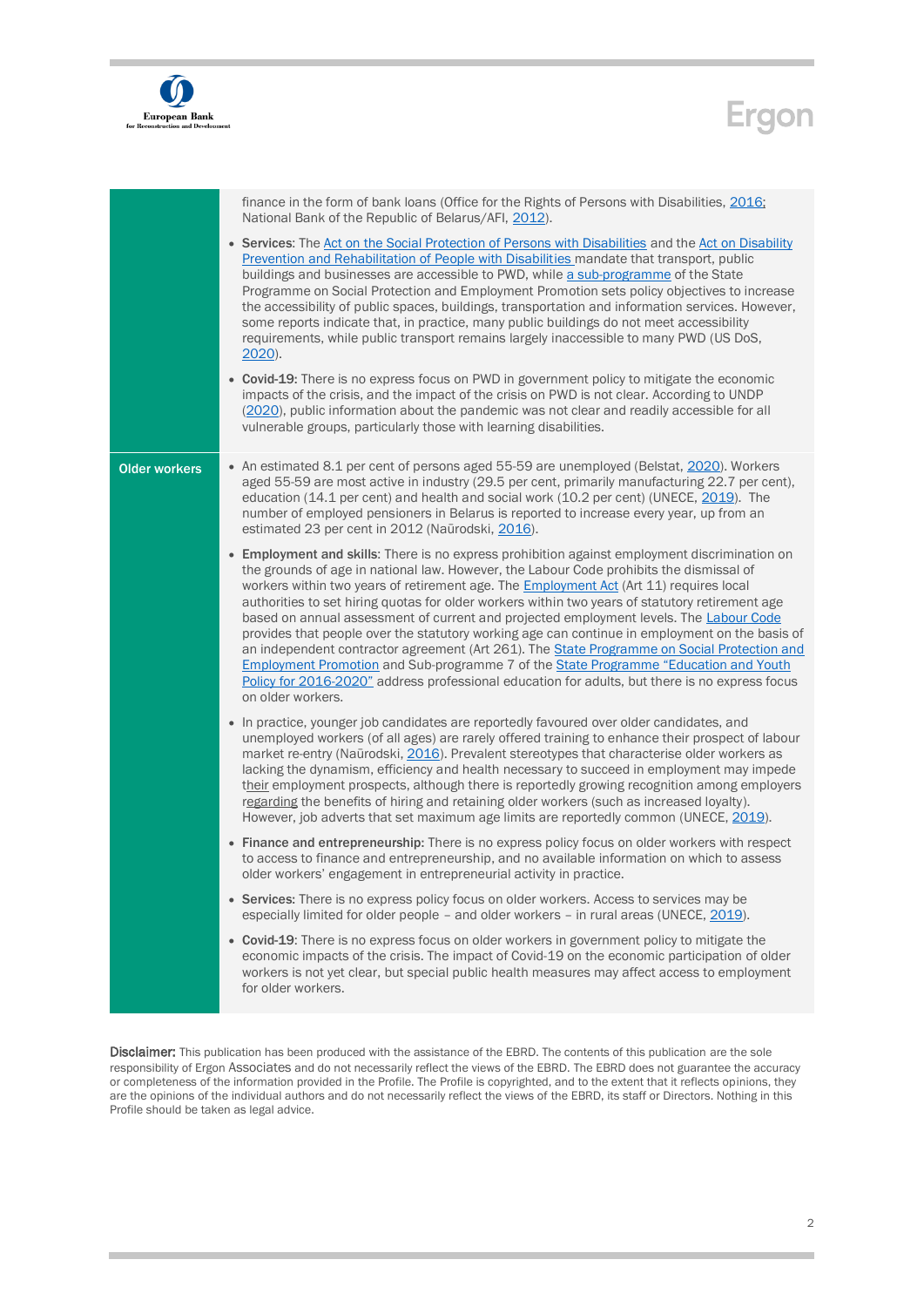| | |
|---|---|
| | finance in the form of bank loans (Office for the Rights of Persons with Disabilities, 2016; National Bank of the Republic of Belarus/AFI, 2012).<br><br>• **Services**: The Act on the Social Protection of Persons with Disabilities and the Act on Disability Prevention and Rehabilitation of People with Disabilities mandate that transport, public buildings and businesses are accessible to PWD, while a sub-programme of the State Programme on Social Protection and Employment Promotion sets policy objectives to increase the accessibility of public spaces, buildings, transportation and information services. However, some reports indicate that, in practice, many public buildings do not meet accessibility requirements, while public transport remains largely inaccessible to many PWD (US DoS, 2020).<br><br>• **Covid-19:** There is no express focus on PWD in government policy to mitigate the economic impacts of the crisis, and the impact of the crisis on PWD is not clear. According to UNDP (2020), public information about the pandemic was not clear and readily accessible for all vulnerable groups, particularly those with learning disabilities. |
| **Older workers** | • An estimated 8.1 per cent of persons aged 55-59 are unemployed (Belstat, 2020). Workers aged 55-59 are most active in industry (29.5 per cent, primarily manufacturing 22.7 per cent), education (14.1 per cent) and health and social work (10.2 per cent) (UNECE, 2019). The number of employed pensioners in Belarus is reported to increase every year, up from an estimated 23 per cent in 2012 (Naūrodski, 2016).<br><br>• **Employment and skills**: There is no express prohibition against employment discrimination on the grounds of age in national law. However, the Labour Code prohibits the dismissal of workers within two years of retirement age. The Employment Act (Art 11) requires local authorities to set hiring quotas for older workers within two years of statutory retirement age based on annual assessment of current and projected employment levels. The Labour Code provides that people over the statutory working age can continue in employment on the basis of an independent contractor agreement (Art 261). The State Programme on Social Protection and Employment Promotion and Sub-programme 7 of the State Programme "Education and Youth Policy for 2016-2020" address professional education for adults, but there is no express focus on older workers.<br><br>• In practice, younger job candidates are reportedly favoured over older candidates, and unemployed workers (of all ages) are rarely offered training to enhance their prospect of labour market re-entry (Naūrodski, 2016). Prevalent stereotypes that characterise older workers as lacking the dynamism, efficiency and health necessary to succeed in employment may impede their employment prospects, although there is reportedly growing recognition among employers regarding the benefits of hiring and retaining older workers (such as increased loyalty). However, job adverts that set maximum age limits are reportedly common (UNECE, 2019).<br><br>• **Finance and entrepreneurship:** There is no express policy focus on older workers with respect to access to finance and entrepreneurship, and no available information on which to assess older workers' engagement in entrepreneurial activity in practice.<br><br>• **Services:** There is no express policy focus on older workers. Access to services may be especially limited for older people – and older workers – in rural areas (UNECE, 2019).<br><br>• **Covid-19**: There is no express focus on older workers in government policy to mitigate the economic impacts of the crisis. The impact of Covid-19 on the economic participation of older workers is not yet clear, but special public health measures may affect access to employment for older workers. |

**Disclaimer:** This publication has been produced with the assistance of the EBRD. The contents of this publication are the sole responsibility of Ergon Associates and do not necessarily reflect the views of the EBRD. The EBRD does not guarantee the accuracy or completeness of the information provided in the Profile. The Profile is copyrighted, and to the extent that it reflects opinions, they are the opinions of the individual authors and do not necessarily reflect the views of the EBRD, its staff or Directors. Nothing in this Profile should be taken as legal advice.